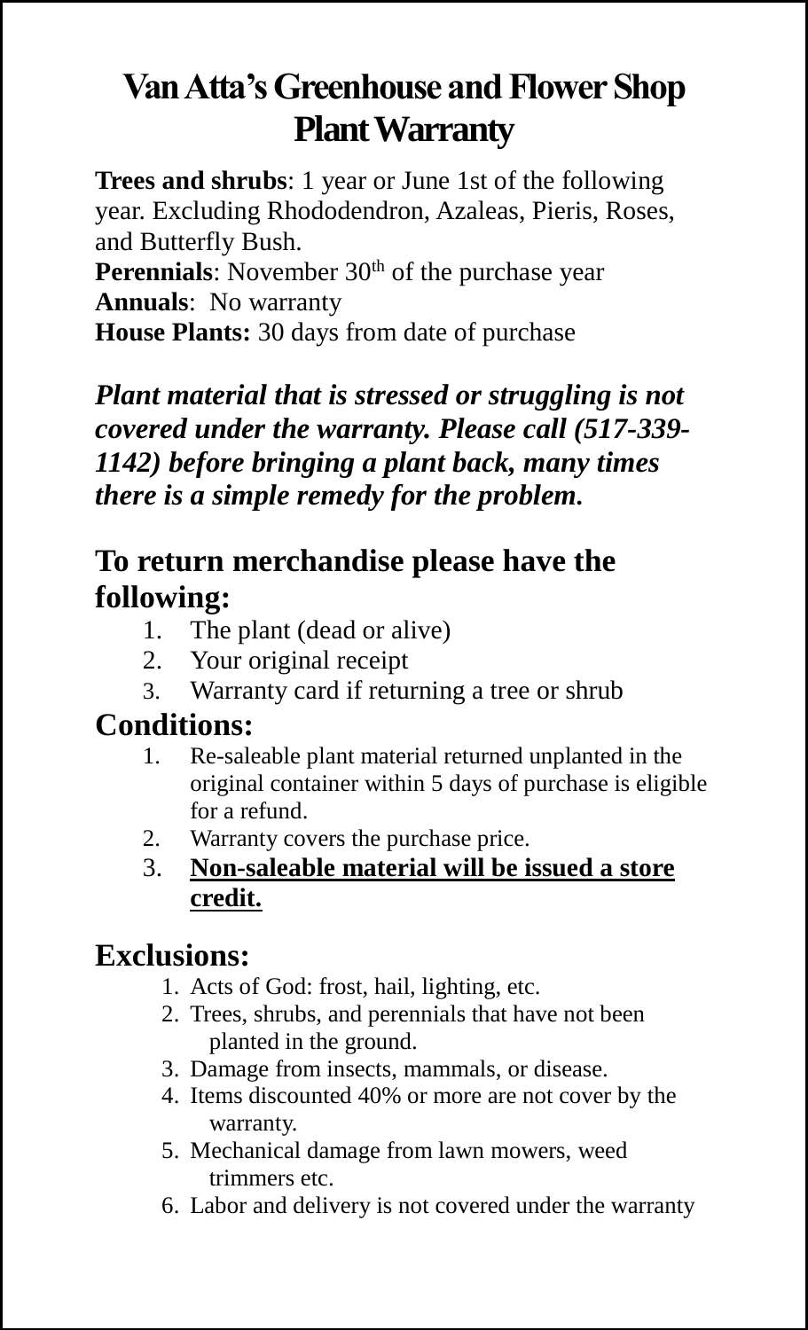# Van Atta's Greenhouse and Flower Shop Plant Warranty

**Trees and shrubs**: 1 year or June 1st of the following year. Excluding Rhododendron, Azaleas, Pieris, Roses, and Butterfly Bush.
**Perennials**: November 30th of the purchase year
**Annuals**: No warranty
**House Plants:** 30 days from date of purchase

***Plant material that is stressed or struggling is not covered under the warranty. Please call (517-339-1142) before bringing a plant back, many times there is a simple remedy for the problem.***

## To return merchandise please have the following:

1. The plant (dead or alive)
2. Your original receipt
3. Warranty card if returning a tree or shrub

## Conditions:

1. Re-saleable plant material returned unplanted in the original container within 5 days of purchase is eligible for a refund.
2. Warranty covers the purchase price.
3. **<u>Non-saleable material will be issued a store credit.</u>**

## Exclusions:

1. Acts of God: frost, hail, lighting, etc.
2. Trees, shrubs, and perennials that have not been planted in the ground.
3. Damage from insects, mammals, or disease.
4. Items discounted 40% or more are not cover by the warranty.
5. Mechanical damage from lawn mowers, weed trimmers etc.
6. Labor and delivery is not covered under the warranty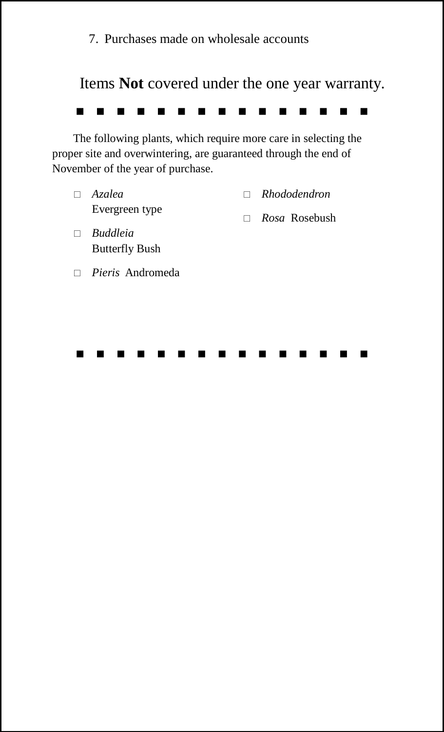7. Purchases made on wholesale accounts

## Items **Not** covered under the one year warranty.

The following plants, which require more care in selecting the proper site and overwintering, are guaranteed through the end of November of the year of purchase.

- □ *Azalea*
  Evergreen type
- □ *Buddleia*
  Butterfly Bush
- □ *Pieris* Andromeda
- □ *Rhododendron*
- □ *Rosa* Rosebush